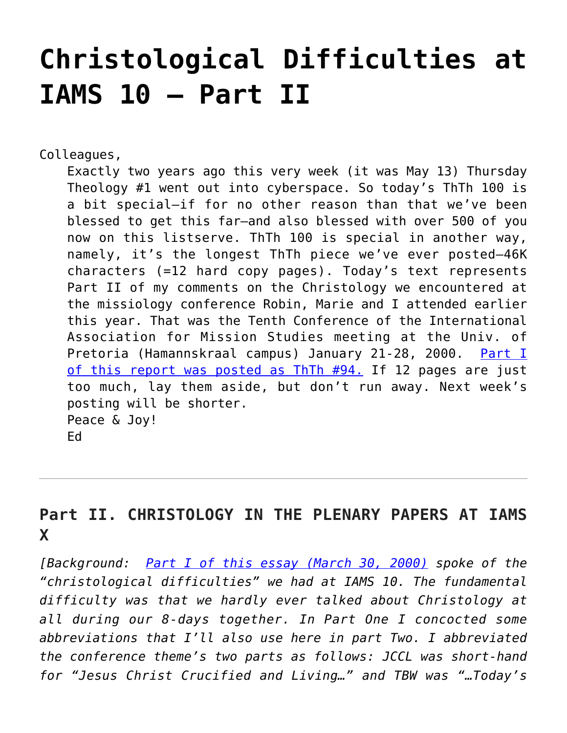# Christological Difficulties at IAMS 10 – Part II

Colleagues,

Exactly two years ago this very week (it was May 13) Thursday Theology #1 went out into cyberspace. So today's ThTh 100 is a bit special—if for no other reason than that we've been blessed to get this far—and also blessed with over 500 of you now on this listserve. ThTh 100 is special in another way, namely, it's the longest ThTh piece we've ever posted—46K characters (=12 hard copy pages). Today's text represents Part II of my comments on the Christology we encountered at the missiology conference Robin, Marie and I attended earlier this year. That was the Tenth Conference of the International Association for Mission Studies meeting at the Univ. of Pretoria (Hamannskraal campus) January 21-28, 2000. [Part I of this report was posted as ThTh #94.] If 12 pages are just too much, lay them aside, but don't run away. Next week's posting will be shorter.

Peace & Joy!

Ed

---

## Part II. CHRISTOLOGY IN THE PLENARY PAPERS AT IAMS X

*[Background: [Part I of this essay (March 30, 2000)] spoke of the "christological difficulties" we had at IAMS 10. The fundamental difficulty was that we hardly ever talked about Christology at all during our 8-days together. In Part One I concocted some abbreviations that I'll also use here in part Two. I abbreviated the conference theme's two parts as follows: JCCL was short-hand for "Jesus Christ Crucified and Living…" and TBW was "…Today's*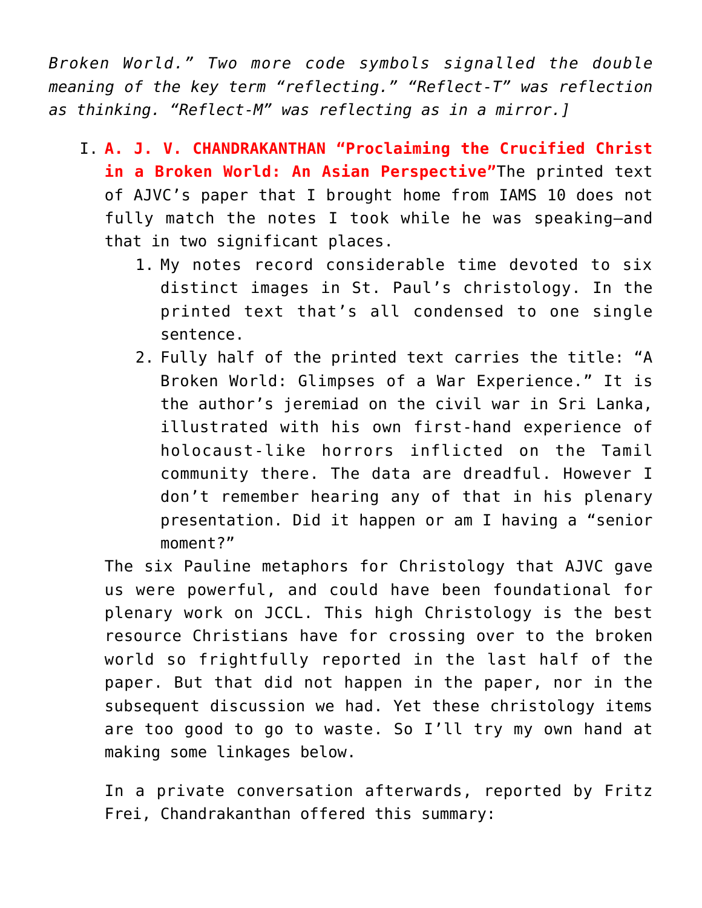*Broken World." Two more code symbols signalled the double meaning of the key term "reflecting." "Reflect-T" was reflection as thinking. "Reflect-M" was reflecting as in a mirror.]*

I. **A. J. V. CHANDRAKANTHAN "Proclaiming the Crucified Christ in a Broken World: An Asian Perspective"**The printed text of AJVC's paper that I brought home from IAMS 10 does not fully match the notes I took while he was speaking—and that in two significant places.

   1. My notes record considerable time devoted to six distinct images in St. Paul's christology. In the printed text that's all condensed to one single sentence.
   2. Fully half of the printed text carries the title: "A Broken World: Glimpses of a War Experience." It is the author's jeremiad on the civil war in Sri Lanka, illustrated with his own first-hand experience of holocaust-like horrors inflicted on the Tamil community there. The data are dreadful. However I don't remember hearing any of that in his plenary presentation. Did it happen or am I having a "senior moment?"

   The six Pauline metaphors for Christology that AJVC gave us were powerful, and could have been foundational for plenary work on JCCL. This high Christology is the best resource Christians have for crossing over to the broken world so frightfully reported in the last half of the paper. But that did not happen in the paper, nor in the subsequent discussion we had. Yet these christology items are too good to go to waste. So I'll try my own hand at making some linkages below.

   In a private conversation afterwards, reported by Fritz Frei, Chandrakanthan offered this summary: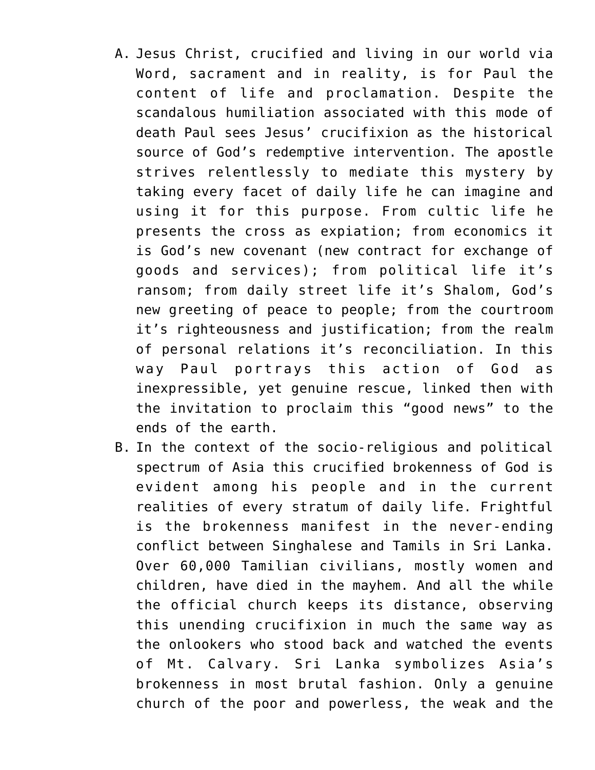A. Jesus Christ, crucified and living in our world via Word, sacrament and in reality, is for Paul the content of life and proclamation. Despite the scandalous humiliation associated with this mode of death Paul sees Jesus' crucifixion as the historical source of God's redemptive intervention. The apostle strives relentlessly to mediate this mystery by taking every facet of daily life he can imagine and using it for this purpose. From cultic life he presents the cross as expiation; from economics it is God's new covenant (new contract for exchange of goods and services); from political life it's ransom; from daily street life it's Shalom, God's new greeting of peace to people; from the courtroom it's righteousness and justification; from the realm of personal relations it's reconciliation. In this way Paul portrays this action of God as inexpressible, yet genuine rescue, linked then with the invitation to proclaim this "good news" to the ends of the earth.

B. In the context of the socio-religious and political spectrum of Asia this crucified brokenness of God is evident among his people and in the current realities of every stratum of daily life. Frightful is the brokenness manifest in the never-ending conflict between Singhalese and Tamils in Sri Lanka. Over 60,000 Tamilian civilians, mostly women and children, have died in the mayhem. And all the while the official church keeps its distance, observing this unending crucifixion in much the same way as the onlookers who stood back and watched the events of Mt. Calvary. Sri Lanka symbolizes Asia's brokenness in most brutal fashion. Only a genuine church of the poor and powerless, the weak and the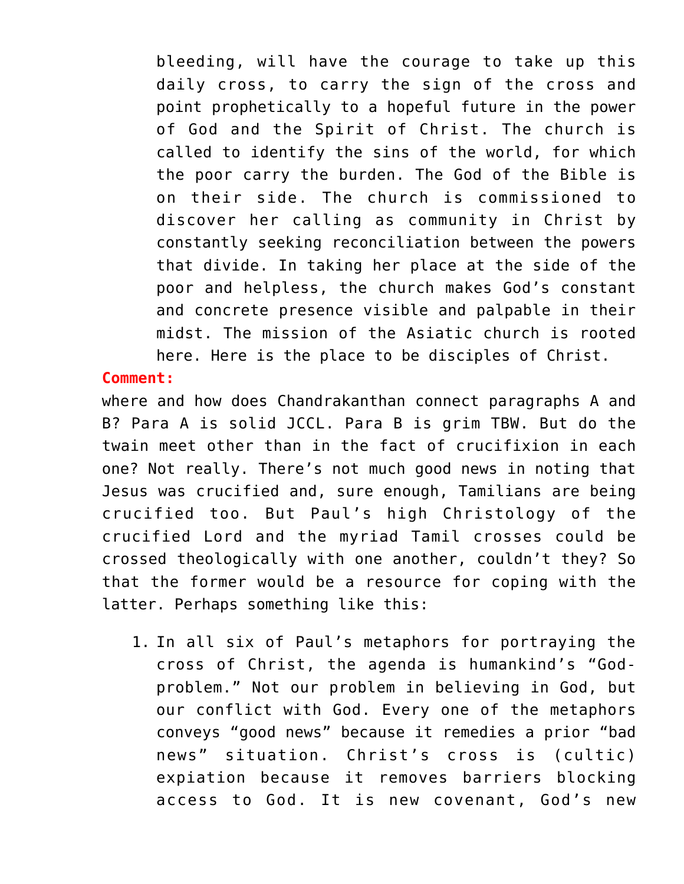> bleeding, will have the courage to take up this daily cross, to carry the sign of the cross and point prophetically to a hopeful future in the power of God and the Spirit of Christ. The church is called to identify the sins of the world, for which the poor carry the burden. The God of the Bible is on their side. The church is commissioned to discover her calling as community in Christ by constantly seeking reconciliation between the powers that divide. In taking her place at the side of the poor and helpless, the church makes God's constant and concrete presence visible and palpable in their midst. The mission of the Asiatic church is rooted here. Here is the place to be disciples of Christ.

**Comment:**

where and how does Chandrakanthan connect paragraphs A and B? Para A is solid JCCL. Para B is grim TBW. But do the twain meet other than in the fact of crucifixion in each one? Not really. There's not much good news in noting that Jesus was crucified and, sure enough, Tamilians are being crucified too. But Paul's high Christology of the crucified Lord and the myriad Tamil crosses could be crossed theologically with one another, couldn't they? So that the former would be a resource for coping with the latter. Perhaps something like this:

1. In all six of Paul's metaphors for portraying the cross of Christ, the agenda is humankind's "God-problem." Not our problem in believing in God, but our conflict with God. Every one of the metaphors conveys "good news" because it remedies a prior "bad news" situation. Christ's cross is (cultic) expiation because it removes barriers blocking access to God. It is new covenant, God's new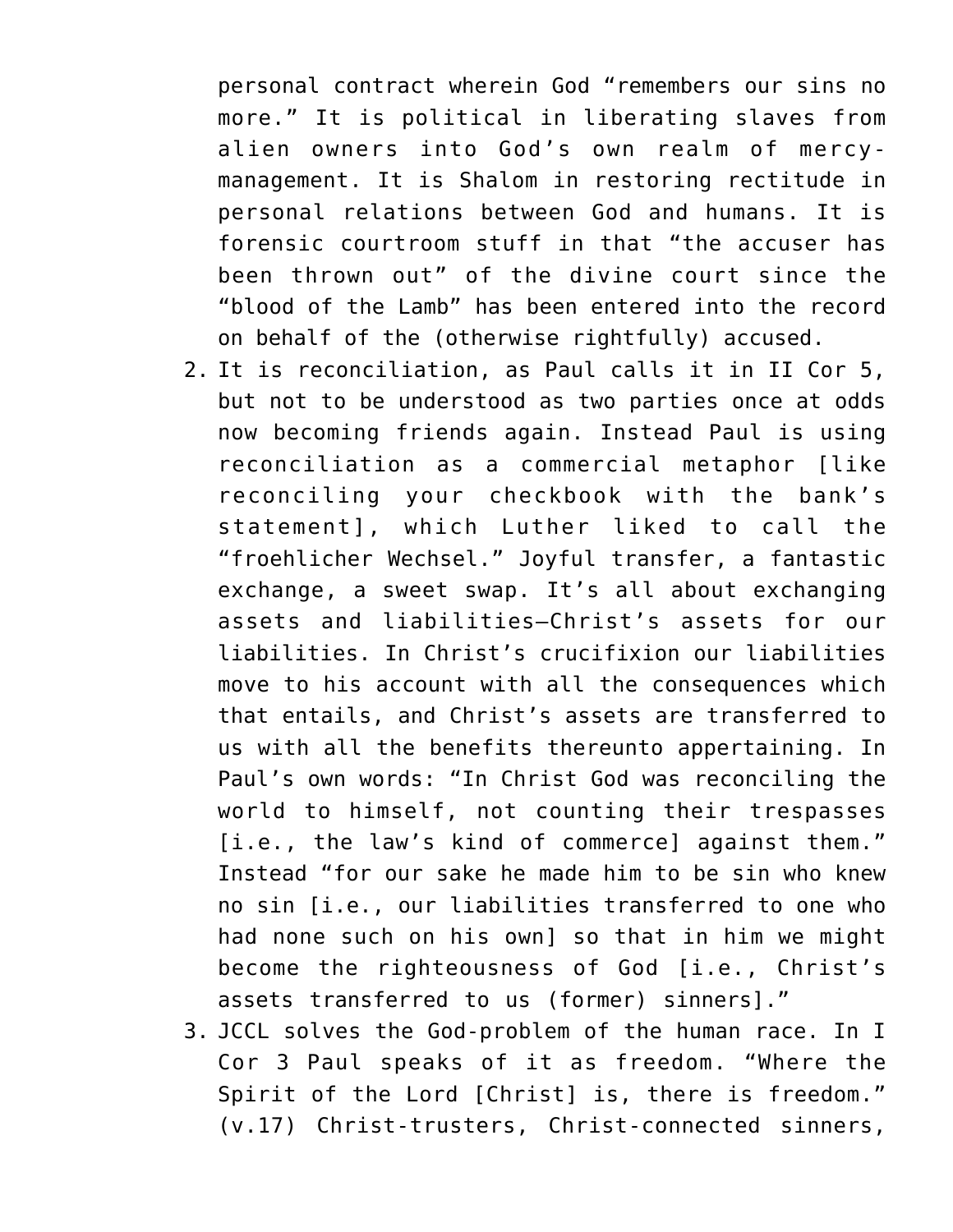personal contract wherein God "remembers our sins no more." It is political in liberating slaves from alien owners into God's own realm of mercy-management. It is Shalom in restoring rectitude in personal relations between God and humans. It is forensic courtroom stuff in that "the accuser has been thrown out" of the divine court since the "blood of the Lamb" has been entered into the record on behalf of the (otherwise rightfully) accused.

2. It is reconciliation, as Paul calls it in II Cor 5, but not to be understood as two parties once at odds now becoming friends again. Instead Paul is using reconciliation as a commercial metaphor [like reconciling your checkbook with the bank's statement], which Luther liked to call the "froehlicher Wechsel." Joyful transfer, a fantastic exchange, a sweet swap. It's all about exchanging assets and liabilities—Christ's assets for our liabilities. In Christ's crucifixion our liabilities move to his account with all the consequences which that entails, and Christ's assets are transferred to us with all the benefits thereunto appertaining. In Paul's own words: "In Christ God was reconciling the world to himself, not counting their trespasses [i.e., the law's kind of commerce] against them." Instead "for our sake he made him to be sin who knew no sin [i.e., our liabilities transferred to one who had none such on his own] so that in him we might become the righteousness of God [i.e., Christ's assets transferred to us (former) sinners]."
3. JCCL solves the God-problem of the human race. In I Cor 3 Paul speaks of it as freedom. "Where the Spirit of the Lord [Christ] is, there is freedom." (v.17) Christ-trusters, Christ-connected sinners,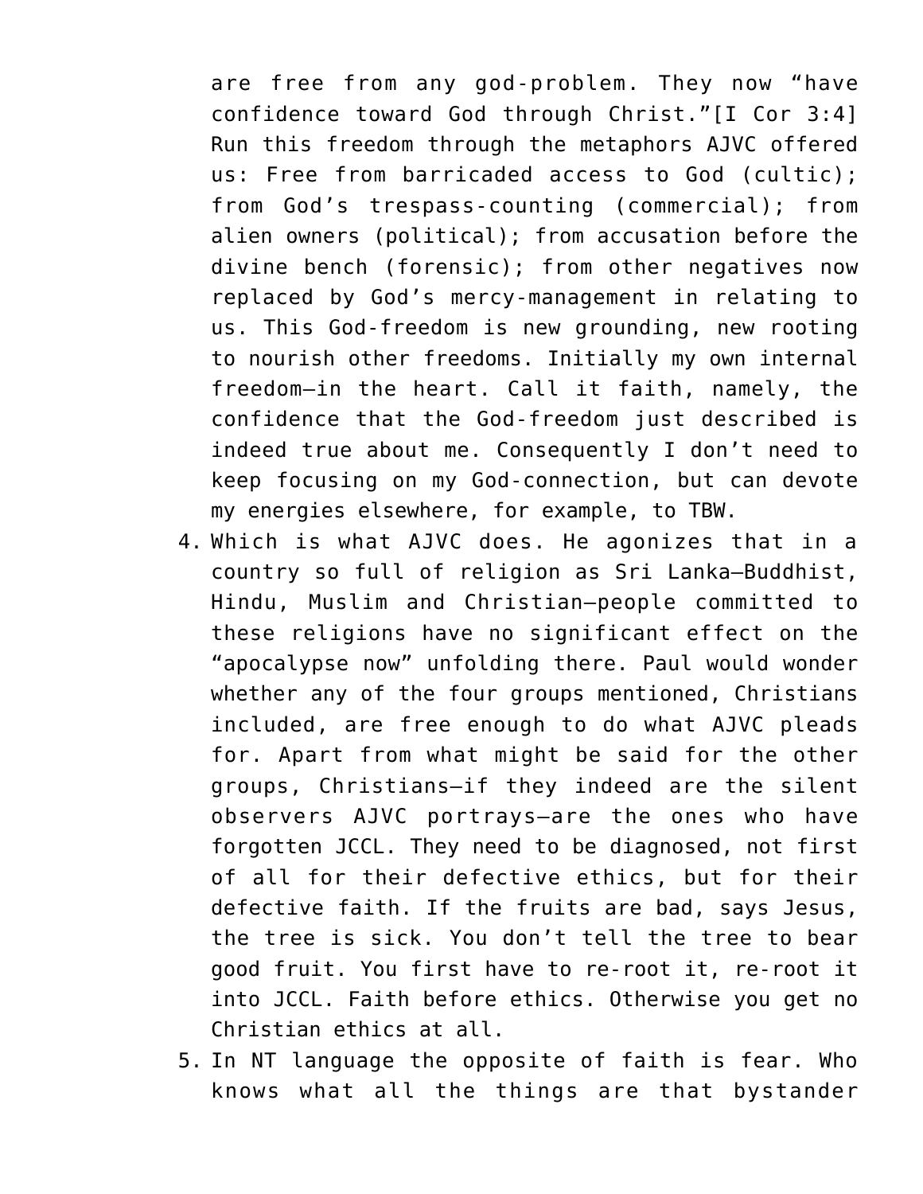are free from any god-problem. They now "have confidence toward God through Christ."[I Cor 3:4] Run this freedom through the metaphors AJVC offered us: Free from barricaded access to God (cultic); from God's trespass-counting (commercial); from alien owners (political); from accusation before the divine bench (forensic); from other negatives now replaced by God's mercy-management in relating to us. This God-freedom is new grounding, new rooting to nourish other freedoms. Initially my own internal freedom—in the heart. Call it faith, namely, the confidence that the God-freedom just described is indeed true about me. Consequently I don't need to keep focusing on my God-connection, but can devote my energies elsewhere, for example, to TBW.

4. Which is what AJVC does. He agonizes that in a country so full of religion as Sri Lanka—Buddhist, Hindu, Muslim and Christian—people committed to these religions have no significant effect on the "apocalypse now" unfolding there. Paul would wonder whether any of the four groups mentioned, Christians included, are free enough to do what AJVC pleads for. Apart from what might be said for the other groups, Christians—if they indeed are the silent observers AJVC portrays—are the ones who have forgotten JCCL. They need to be diagnosed, not first of all for their defective ethics, but for their defective faith. If the fruits are bad, says Jesus, the tree is sick. You don't tell the tree to bear good fruit. You first have to re-root it, re-root it into JCCL. Faith before ethics. Otherwise you get no Christian ethics at all.
5. In NT language the opposite of faith is fear. Who knows what all the things are that bystander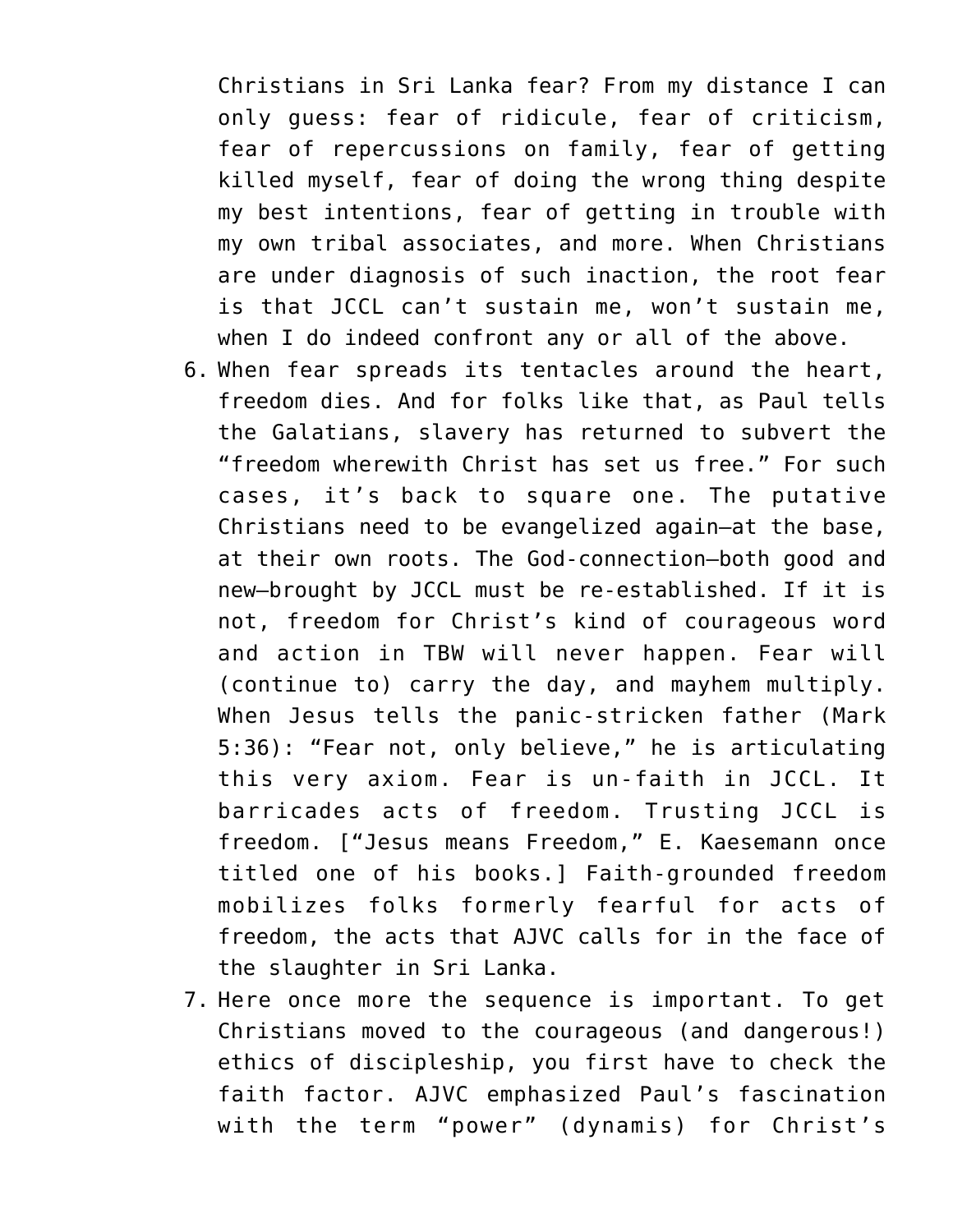Christians in Sri Lanka fear? From my distance I can only guess: fear of ridicule, fear of criticism, fear of repercussions on family, fear of getting killed myself, fear of doing the wrong thing despite my best intentions, fear of getting in trouble with my own tribal associates, and more. When Christians are under diagnosis of such inaction, the root fear is that JCCL can't sustain me, won't sustain me, when I do indeed confront any or all of the above.

6. When fear spreads its tentacles around the heart, freedom dies. And for folks like that, as Paul tells the Galatians, slavery has returned to subvert the "freedom wherewith Christ has set us free." For such cases, it's back to square one. The putative Christians need to be evangelized again—at the base, at their own roots. The God-connection—both good and new—brought by JCCL must be re-established. If it is not, freedom for Christ's kind of courageous word and action in TBW will never happen. Fear will (continue to) carry the day, and mayhem multiply. When Jesus tells the panic-stricken father (Mark 5:36): "Fear not, only believe," he is articulating this very axiom. Fear is un-faith in JCCL. It barricades acts of freedom. Trusting JCCL is freedom. ["Jesus means Freedom," E. Kaesemann once titled one of his books.] Faith-grounded freedom mobilizes folks formerly fearful for acts of freedom, the acts that AJVC calls for in the face of the slaughter in Sri Lanka.
7. Here once more the sequence is important. To get Christians moved to the courageous (and dangerous!) ethics of discipleship, you first have to check the faith factor. AJVC emphasized Paul's fascination with the term "power" (dynamis) for Christ's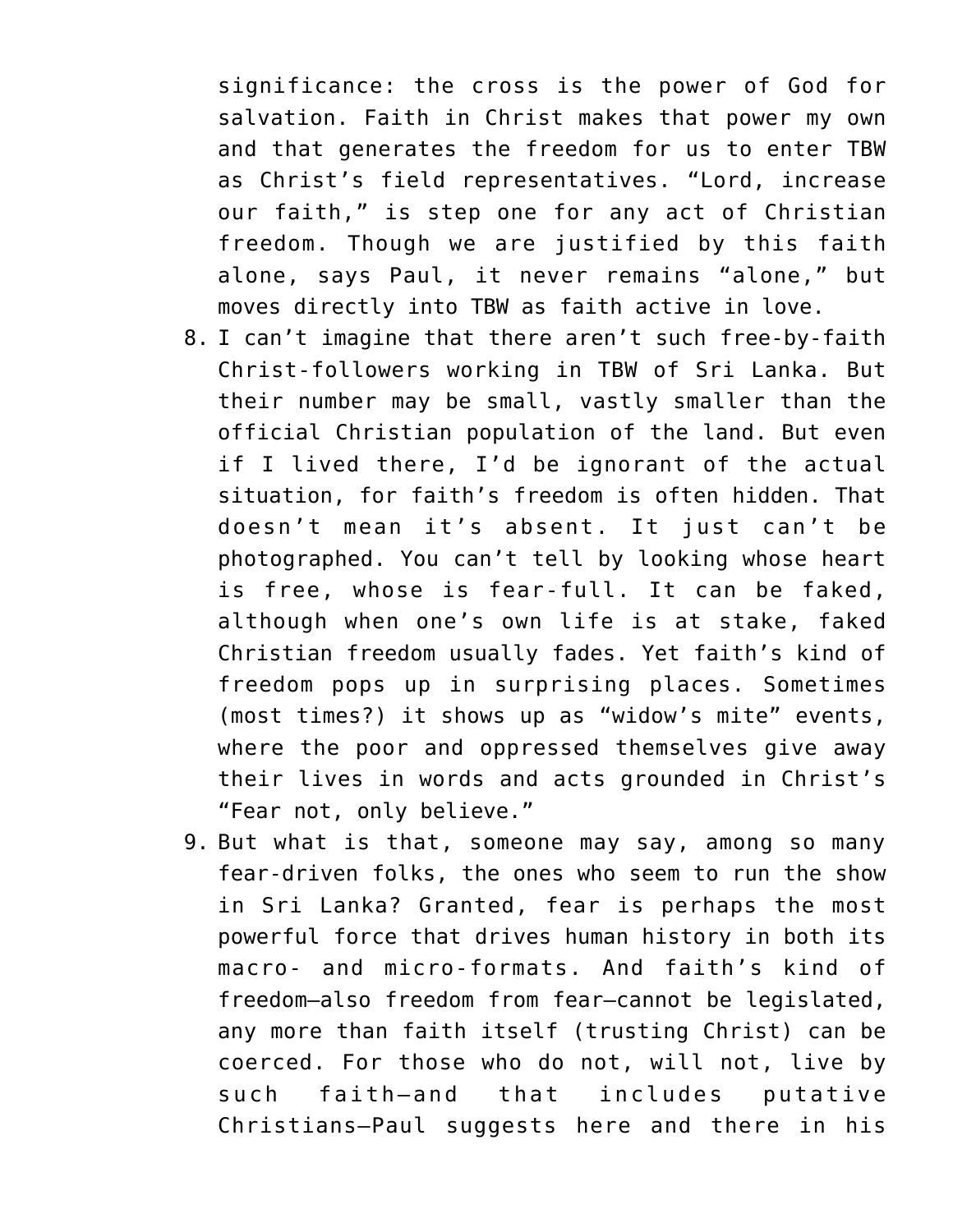significance: the cross is the power of God for salvation. Faith in Christ makes that power my own and that generates the freedom for us to enter TBW as Christ's field representatives. "Lord, increase our faith," is step one for any act of Christian freedom. Though we are justified by this faith alone, says Paul, it never remains "alone," but moves directly into TBW as faith active in love.

8. I can't imagine that there aren't such free-by-faith Christ-followers working in TBW of Sri Lanka. But their number may be small, vastly smaller than the official Christian population of the land. But even if I lived there, I'd be ignorant of the actual situation, for faith's freedom is often hidden. That doesn't mean it's absent. It just can't be photographed. You can't tell by looking whose heart is free, whose is fear-full. It can be faked, although when one's own life is at stake, faked Christian freedom usually fades. Yet faith's kind of freedom pops up in surprising places. Sometimes (most times?) it shows up as "widow's mite" events, where the poor and oppressed themselves give away their lives in words and acts grounded in Christ's "Fear not, only believe."
9. But what is that, someone may say, among so many fear-driven folks, the ones who seem to run the show in Sri Lanka? Granted, fear is perhaps the most powerful force that drives human history in both its macro- and micro-formats. And faith's kind of freedom—also freedom from fear—cannot be legislated, any more than faith itself (trusting Christ) can be coerced. For those who do not, will not, live by such faith—and that includes putative Christians—Paul suggests here and there in his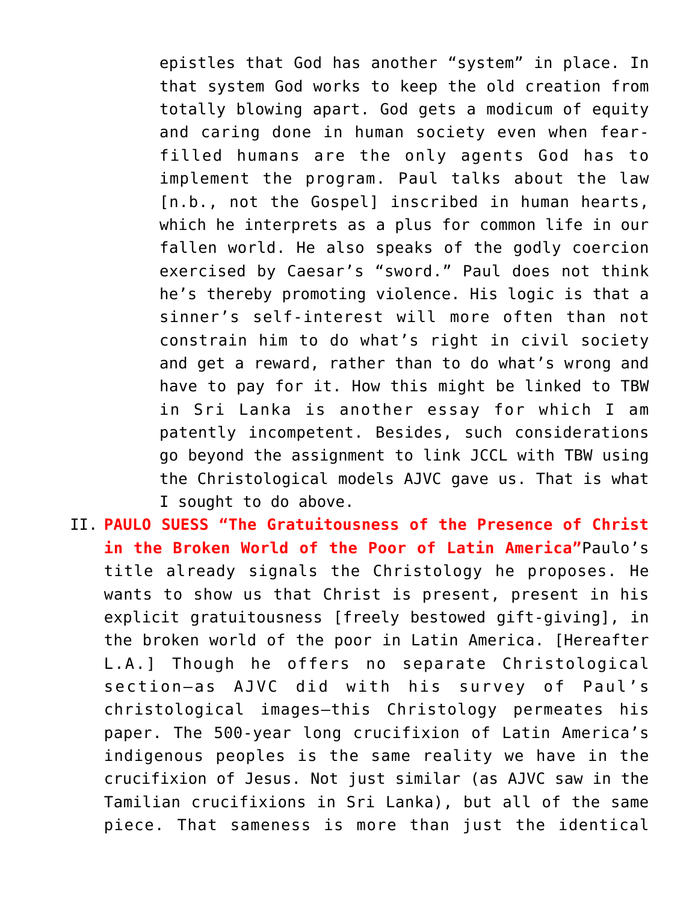epistles that God has another "system" in place. In that system God works to keep the old creation from totally blowing apart. God gets a modicum of equity and caring done in human society even when fear-filled humans are the only agents God has to implement the program. Paul talks about the law [n.b., not the Gospel] inscribed in human hearts, which he interprets as a plus for common life in our fallen world. He also speaks of the godly coercion exercised by Caesar's "sword." Paul does not think he's thereby promoting violence. His logic is that a sinner's self-interest will more often than not constrain him to do what's right in civil society and get a reward, rather than to do what's wrong and have to pay for it. How this might be linked to TBW in Sri Lanka is another essay for which I am patently incompetent. Besides, such considerations go beyond the assignment to link JCCL with TBW using the Christological models AJVC gave us. That is what I sought to do above.

II. **PAULO SUESS "The Gratuitousness of the Presence of Christ in the Broken World of the Poor of Latin America"** Paulo's title already signals the Christology he proposes. He wants to show us that Christ is present, present in his explicit gratuitousness [freely bestowed gift-giving], in the broken world of the poor in Latin America. [Hereafter L.A.] Though he offers no separate Christological section—as AJVC did with his survey of Paul's christological images—this Christology permeates his paper. The 500-year long crucifixion of Latin America's indigenous peoples is the same reality we have in the crucifixion of Jesus. Not just similar (as AJVC saw in the Tamilian crucifixions in Sri Lanka), but all of the same piece. That sameness is more than just the identical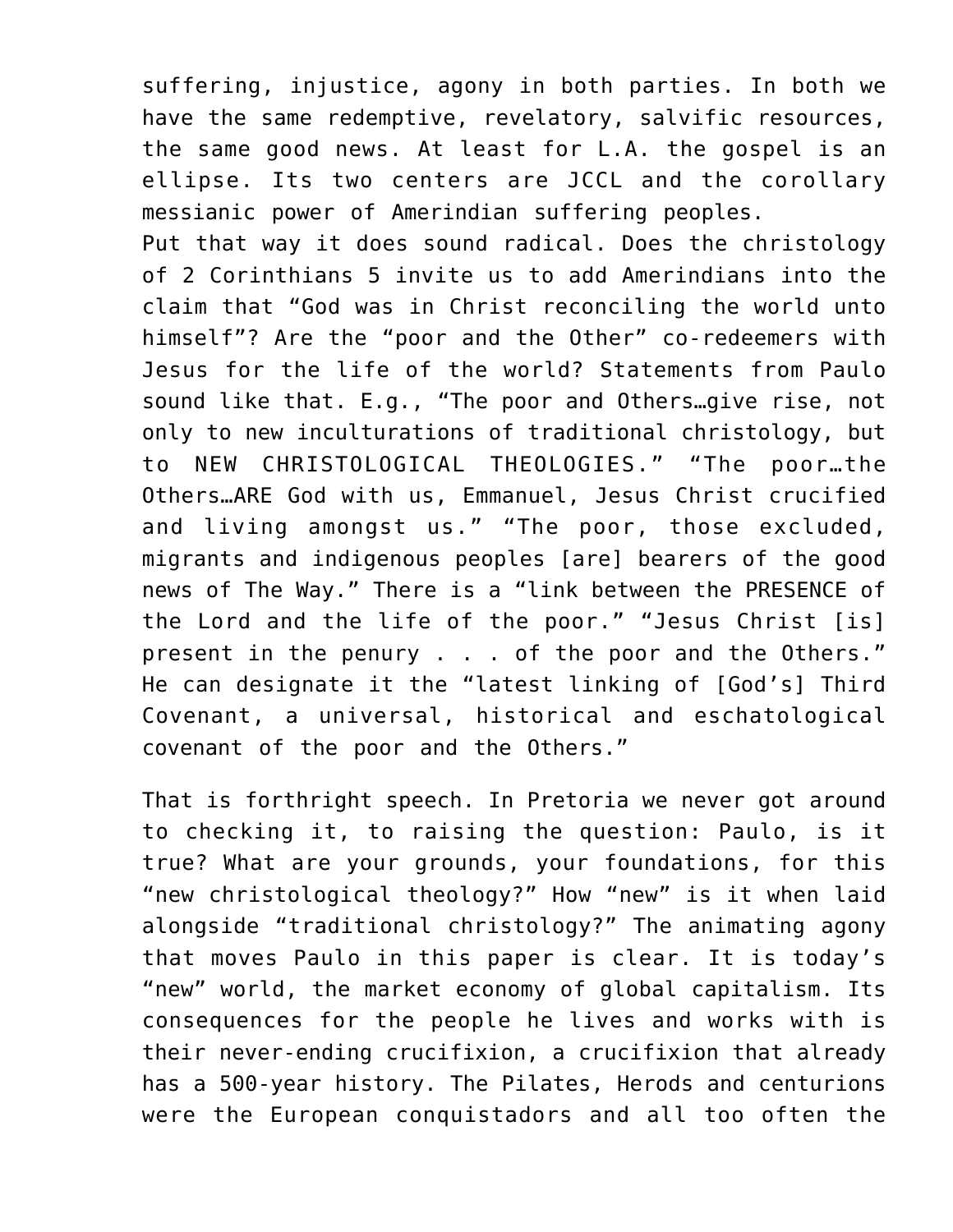suffering, injustice, agony in both parties. In both we have the same redemptive, revelatory, salvific resources, the same good news. At least for L.A. the gospel is an ellipse. Its two centers are JCCL and the corollary messianic power of Amerindian suffering peoples.

Put that way it does sound radical. Does the christology of 2 Corinthians 5 invite us to add Amerindians into the claim that "God was in Christ reconciling the world unto himself"? Are the "poor and the Other" co-redeemers with Jesus for the life of the world? Statements from Paulo sound like that. E.g., "The poor and Others…give rise, not only to new inculturations of traditional christology, but to NEW CHRISTOLOGICAL THEOLOGIES." "The poor…the Others…ARE God with us, Emmanuel, Jesus Christ crucified and living amongst us." "The poor, those excluded, migrants and indigenous peoples [are] bearers of the good news of The Way." There is a "link between the PRESENCE of the Lord and the life of the poor." "Jesus Christ [is] present in the penury . . . of the poor and the Others." He can designate it the "latest linking of [God's] Third Covenant, a universal, historical and eschatological covenant of the poor and the Others."

That is forthright speech. In Pretoria we never got around to checking it, to raising the question: Paulo, is it true? What are your grounds, your foundations, for this "new christological theology?" How "new" is it when laid alongside "traditional christology?" The animating agony that moves Paulo in this paper is clear. It is today's "new" world, the market economy of global capitalism. Its consequences for the people he lives and works with is their never-ending crucifixion, a crucifixion that already has a 500-year history. The Pilates, Herods and centurions were the European conquistadors and all too often the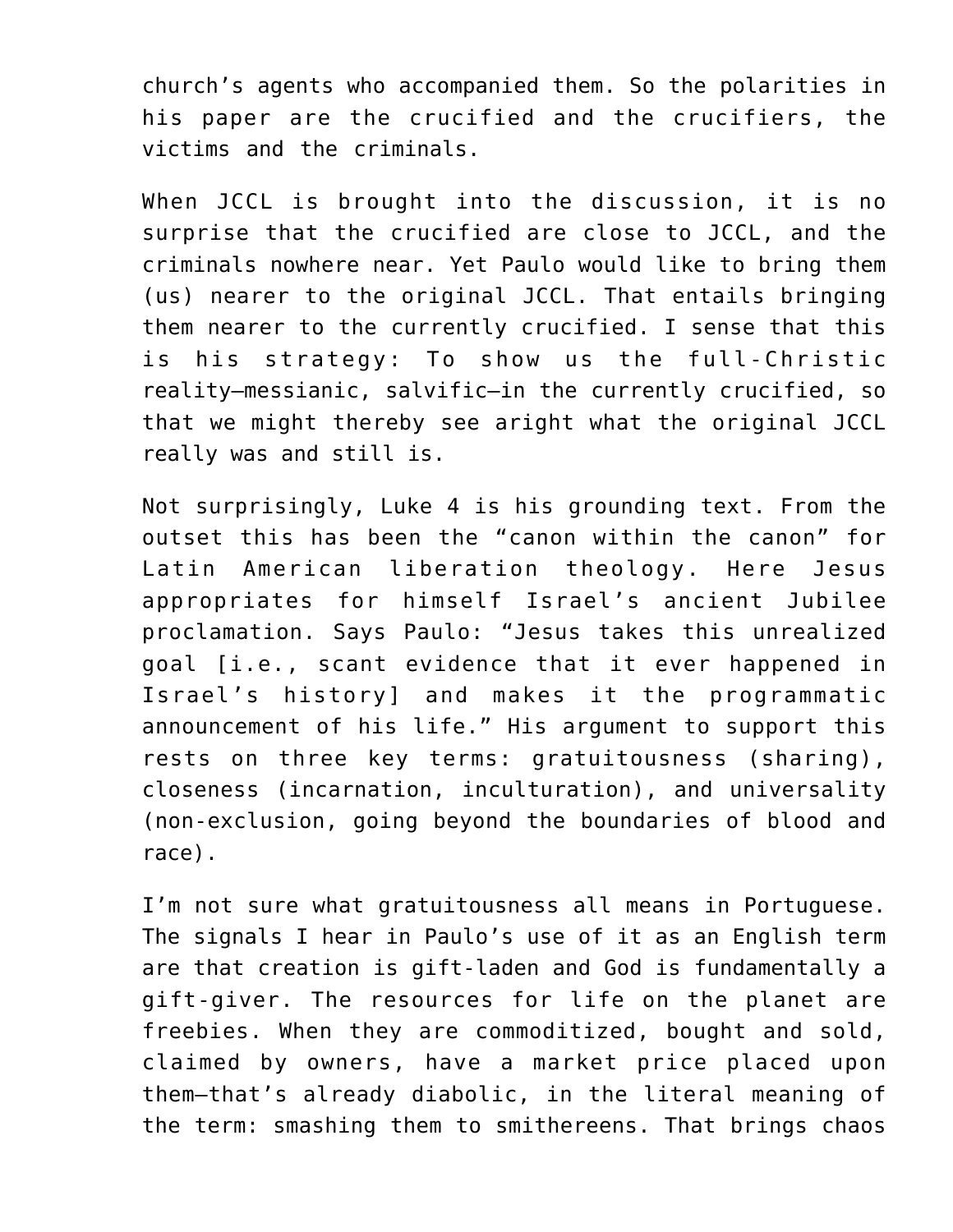church's agents who accompanied them. So the polarities in his paper are the crucified and the crucifiers, the victims and the criminals.

When JCCL is brought into the discussion, it is no surprise that the crucified are close to JCCL, and the criminals nowhere near. Yet Paulo would like to bring them (us) nearer to the original JCCL. That entails bringing them nearer to the currently crucified. I sense that this is his strategy: To show us the full-Christic reality—messianic, salvific—in the currently crucified, so that we might thereby see aright what the original JCCL really was and still is.

Not surprisingly, Luke 4 is his grounding text. From the outset this has been the "canon within the canon" for Latin American liberation theology. Here Jesus appropriates for himself Israel's ancient Jubilee proclamation. Says Paulo: "Jesus takes this unrealized goal [i.e., scant evidence that it ever happened in Israel's history] and makes it the programmatic announcement of his life." His argument to support this rests on three key terms: gratuitousness (sharing), closeness (incarnation, inculturation), and universality (non-exclusion, going beyond the boundaries of blood and race).

I'm not sure what gratuitousness all means in Portuguese. The signals I hear in Paulo's use of it as an English term are that creation is gift-laden and God is fundamentally a gift-giver. The resources for life on the planet are freebies. When they are commoditized, bought and sold, claimed by owners, have a market price placed upon them—that's already diabolic, in the literal meaning of the term: smashing them to smithereens. That brings chaos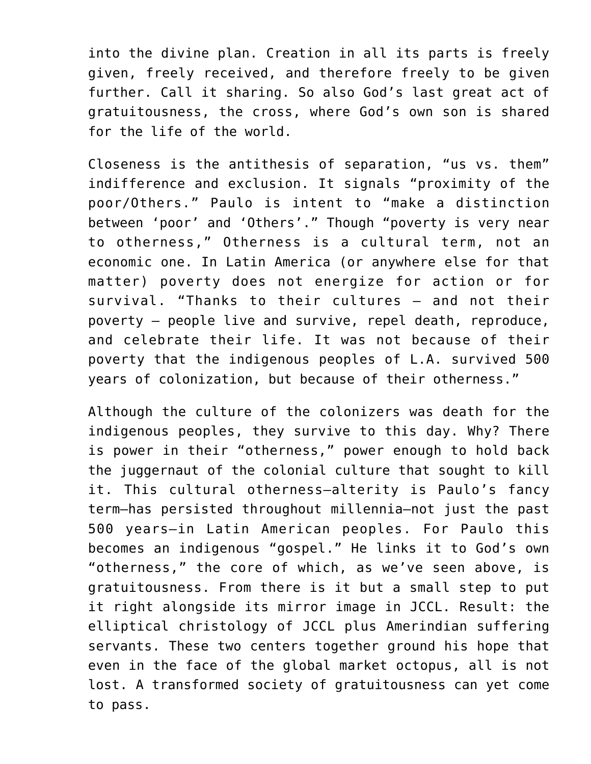into the divine plan. Creation in all its parts is freely given, freely received, and therefore freely to be given further. Call it sharing. So also God's last great act of gratuitousness, the cross, where God's own son is shared for the life of the world.

Closeness is the antithesis of separation, "us vs. them" indifference and exclusion. It signals "proximity of the poor/Others." Paulo is intent to "make a distinction between 'poor' and 'Others'." Though "poverty is very near to otherness," Otherness is a cultural term, not an economic one. In Latin America (or anywhere else for that matter) poverty does not energize for action or for survival. "Thanks to their cultures – and not their poverty – people live and survive, repel death, reproduce, and celebrate their life. It was not because of their poverty that the indigenous peoples of L.A. survived 500 years of colonization, but because of their otherness."

Although the culture of the colonizers was death for the indigenous peoples, they survive to this day. Why? There is power in their "otherness," power enough to hold back the juggernaut of the colonial culture that sought to kill it. This cultural otherness—alterity is Paulo's fancy term—has persisted throughout millennia—not just the past 500 years—in Latin American peoples. For Paulo this becomes an indigenous "gospel." He links it to God's own "otherness," the core of which, as we've seen above, is gratuitousness. From there is it but a small step to put it right alongside its mirror image in JCCL. Result: the elliptical christology of JCCL plus Amerindian suffering servants. These two centers together ground his hope that even in the face of the global market octopus, all is not lost. A transformed society of gratuitousness can yet come to pass.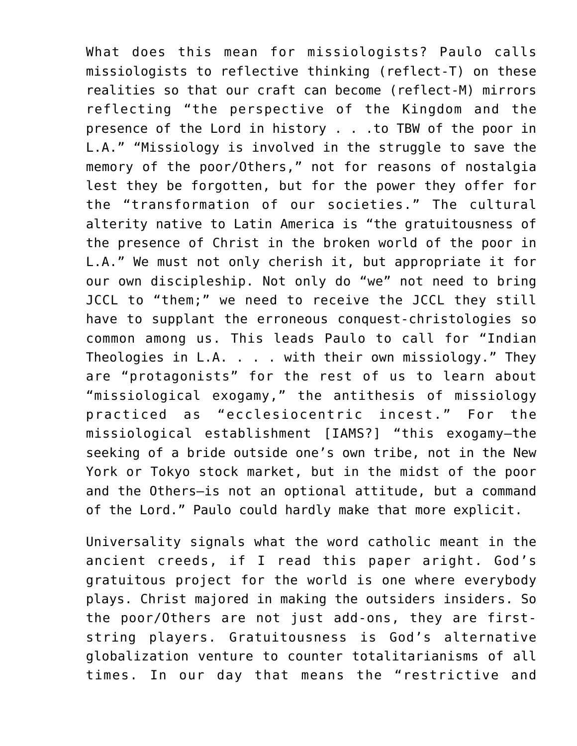What does this mean for missiologists? Paulo calls missiologists to reflective thinking (reflect-T) on these realities so that our craft can become (reflect-M) mirrors reflecting "the perspective of the Kingdom and the presence of the Lord in history . . .to TBW of the poor in L.A." "Missiology is involved in the struggle to save the memory of the poor/Others," not for reasons of nostalgia lest they be forgotten, but for the power they offer for the "transformation of our societies." The cultural alterity native to Latin America is "the gratuitousness of the presence of Christ in the broken world of the poor in L.A." We must not only cherish it, but appropriate it for our own discipleship. Not only do "we" not need to bring JCCL to "them;" we need to receive the JCCL they still have to supplant the erroneous conquest-christologies so common among us. This leads Paulo to call for "Indian Theologies in L.A. . . . with their own missiology." They are "protagonists" for the rest of us to learn about "missiological exogamy," the antithesis of missiology practiced as "ecclesiocentric incest." For the missiological establishment [IAMS?] "this exogamy—the seeking of a bride outside one's own tribe, not in the New York or Tokyo stock market, but in the midst of the poor and the Others—is not an optional attitude, but a command of the Lord." Paulo could hardly make that more explicit.

Universality signals what the word catholic meant in the ancient creeds, if I read this paper aright. God's gratuitous project for the world is one where everybody plays. Christ majored in making the outsiders insiders. So the poor/Others are not just add-ons, they are first-string players. Gratuitousness is God's alternative globalization venture to counter totalitarianisms of all times. In our day that means the "restrictive and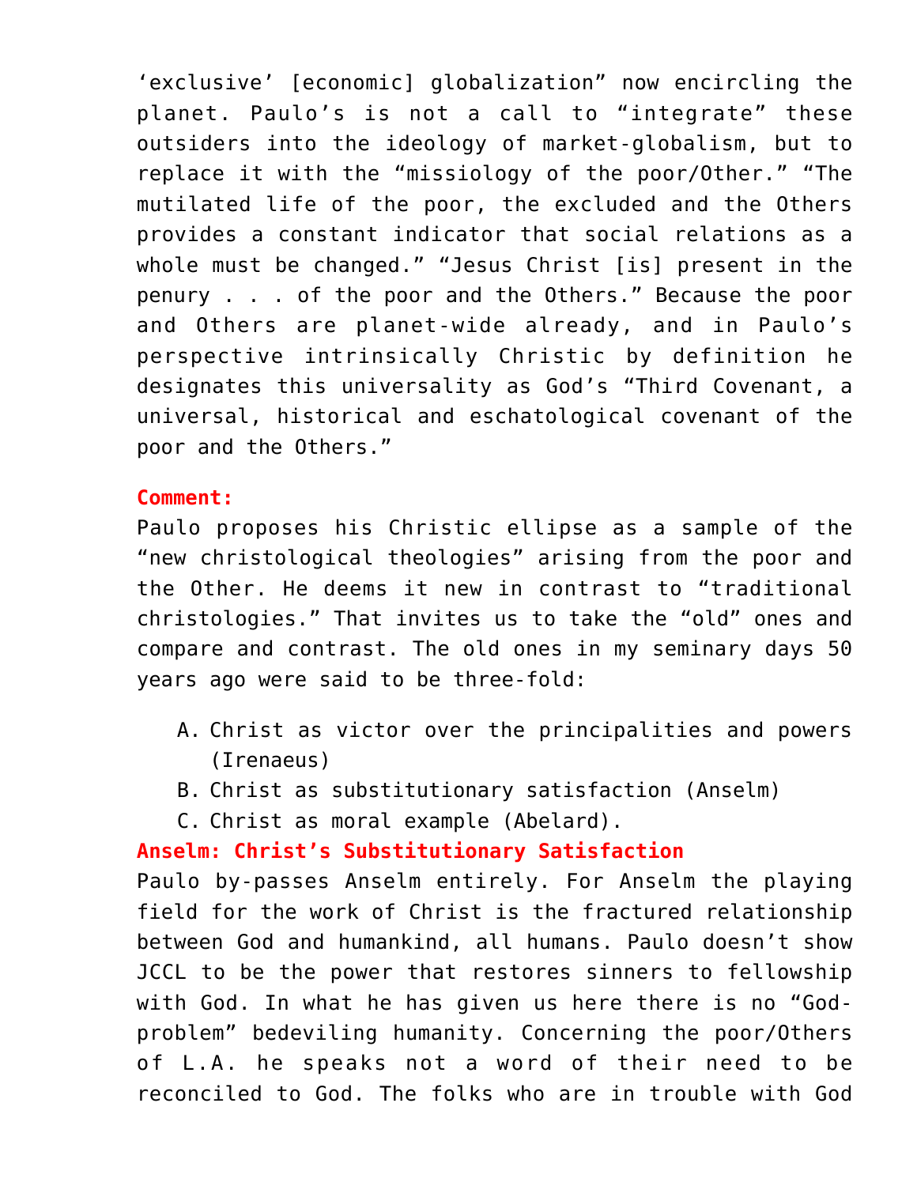‘exclusive’ [economic] globalization” now encircling the planet. Paulo’s is not a call to “integrate” these outsiders into the ideology of market-globalism, but to replace it with the “missiology of the poor/Other.” “The mutilated life of the poor, the excluded and the Others provides a constant indicator that social relations as a whole must be changed.” “Jesus Christ [is] present in the penury . . . of the poor and the Others.” Because the poor and Others are planet-wide already, and in Paulo’s perspective intrinsically Christic by definition he designates this universality as God’s “Third Covenant, a universal, historical and eschatological covenant of the poor and the Others.”

**Comment:**

Paulo proposes his Christic ellipse as a sample of the “new christological theologies” arising from the poor and the Other. He deems it new in contrast to “traditional christologies.” That invites us to take the “old” ones and compare and contrast. The old ones in my seminary days 50 years ago were said to be three-fold:

A. Christ as victor over the principalities and powers (Irenaeus)
B. Christ as substitutionary satisfaction (Anselm)
C. Christ as moral example (Abelard).

**Anselm: Christ’s Substitutionary Satisfaction**

Paulo by-passes Anselm entirely. For Anselm the playing field for the work of Christ is the fractured relationship between God and humankind, all humans. Paulo doesn’t show JCCL to be the power that restores sinners to fellowship with God. In what he has given us here there is no “God-problem” bedeviling humanity. Concerning the poor/Others of L.A. he speaks not a word of their need to be reconciled to God. The folks who are in trouble with God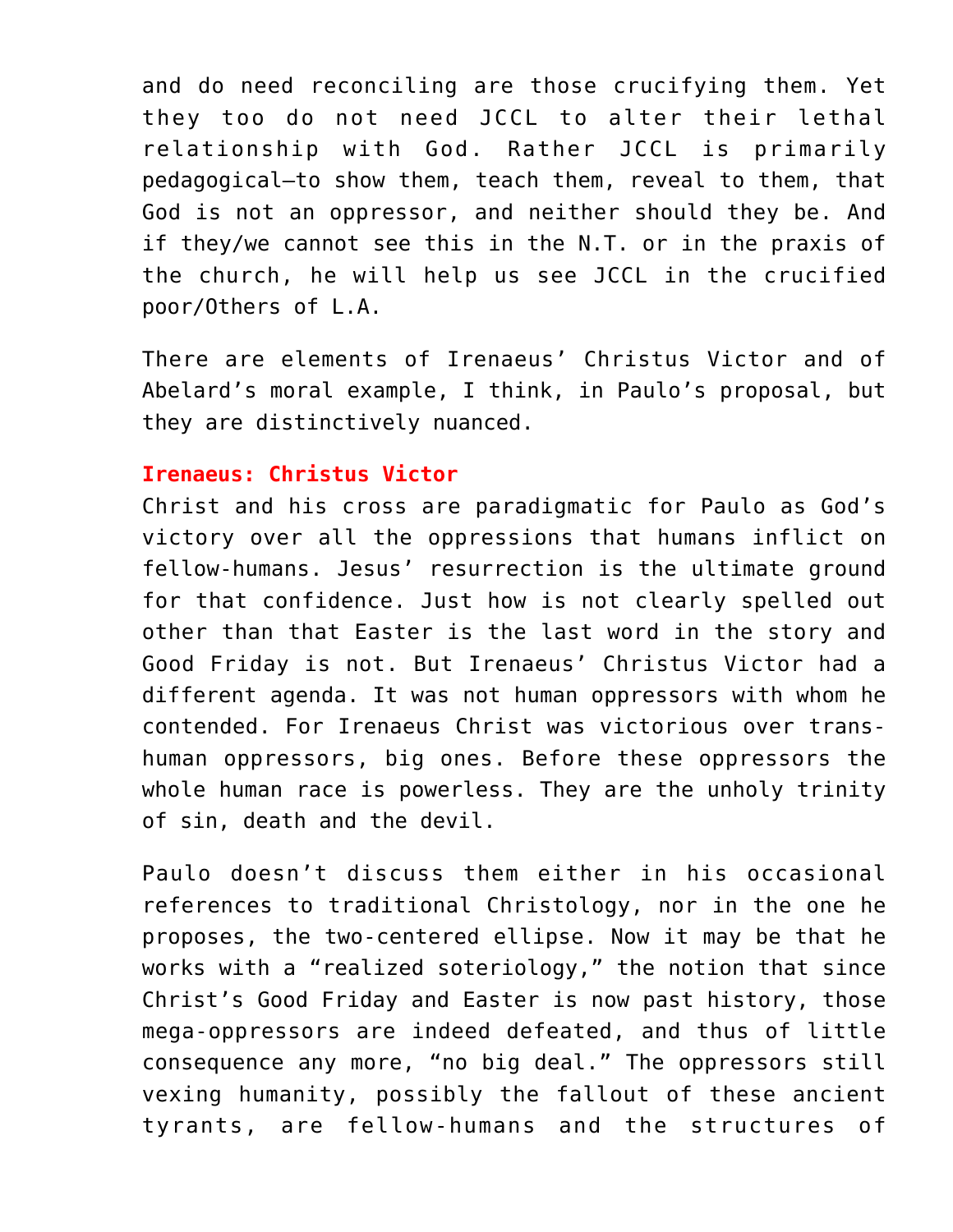and do need reconciling are those crucifying them. Yet they too do not need JCCL to alter their lethal relationship with God. Rather JCCL is primarily pedagogical—to show them, teach them, reveal to them, that God is not an oppressor, and neither should they be. And if they/we cannot see this in the N.T. or in the praxis of the church, he will help us see JCCL in the crucified poor/Others of L.A.

There are elements of Irenaeus' Christus Victor and of Abelard's moral example, I think, in Paulo's proposal, but they are distinctively nuanced.

**Irenaeus: Christus Victor**

Christ and his cross are paradigmatic for Paulo as God's victory over all the oppressions that humans inflict on fellow-humans. Jesus' resurrection is the ultimate ground for that confidence. Just how is not clearly spelled out other than that Easter is the last word in the story and Good Friday is not. But Irenaeus' Christus Victor had a different agenda. It was not human oppressors with whom he contended. For Irenaeus Christ was victorious over trans-human oppressors, big ones. Before these oppressors the whole human race is powerless. They are the unholy trinity of sin, death and the devil.

Paulo doesn't discuss them either in his occasional references to traditional Christology, nor in the one he proposes, the two-centered ellipse. Now it may be that he works with a "realized soteriology," the notion that since Christ's Good Friday and Easter is now past history, those mega-oppressors are indeed defeated, and thus of little consequence any more, "no big deal." The oppressors still vexing humanity, possibly the fallout of these ancient tyrants, are fellow-humans and the structures of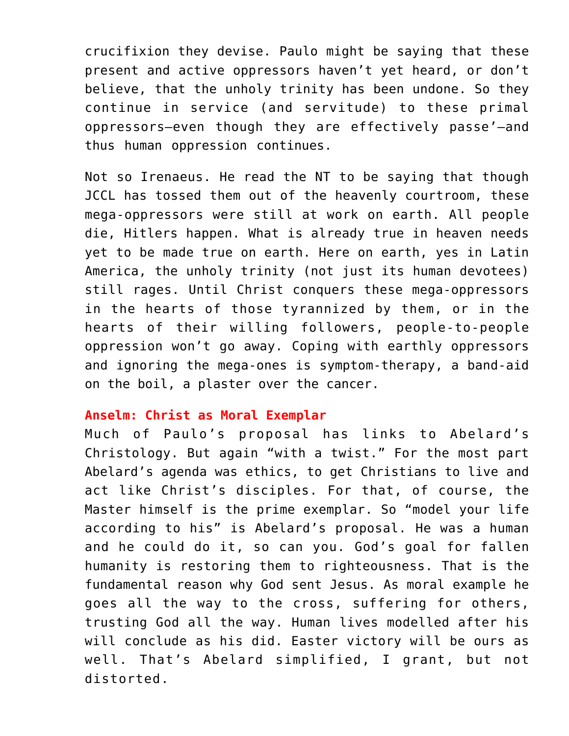crucifixion they devise. Paulo might be saying that these present and active oppressors haven't yet heard, or don't believe, that the unholy trinity has been undone. So they continue in service (and servitude) to these primal oppressors—even though they are effectively passe'—and thus human oppression continues.

Not so Irenaeus. He read the NT to be saying that though JCCL has tossed them out of the heavenly courtroom, these mega-oppressors were still at work on earth. All people die, Hitlers happen. What is already true in heaven needs yet to be made true on earth. Here on earth, yes in Latin America, the unholy trinity (not just its human devotees) still rages. Until Christ conquers these mega-oppressors in the hearts of those tyrannized by them, or in the hearts of their willing followers, people-to-people oppression won't go away. Coping with earthly oppressors and ignoring the mega-ones is symptom-therapy, a band-aid on the boil, a plaster over the cancer.

**Anselm: Christ as Moral Exemplar**

Much of Paulo's proposal has links to Abelard's Christology. But again "with a twist." For the most part Abelard's agenda was ethics, to get Christians to live and act like Christ's disciples. For that, of course, the Master himself is the prime exemplar. So "model your life according to his" is Abelard's proposal. He was a human and he could do it, so can you. God's goal for fallen humanity is restoring them to righteousness. That is the fundamental reason why God sent Jesus. As moral example he goes all the way to the cross, suffering for others, trusting God all the way. Human lives modelled after his will conclude as his did. Easter victory will be ours as well. That's Abelard simplified, I grant, but not distorted.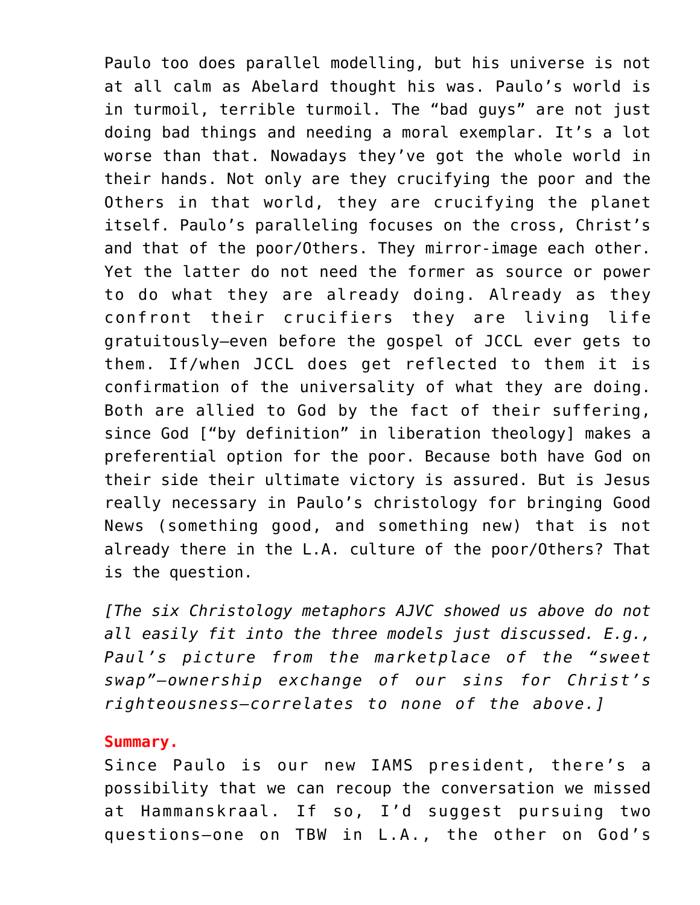Paulo too does parallel modelling, but his universe is not at all calm as Abelard thought his was. Paulo's world is in turmoil, terrible turmoil. The "bad guys" are not just doing bad things and needing a moral exemplar. It's a lot worse than that. Nowadays they've got the whole world in their hands. Not only are they crucifying the poor and the Others in that world, they are crucifying the planet itself. Paulo's paralleling focuses on the cross, Christ's and that of the poor/Others. They mirror-image each other. Yet the latter do not need the former as source or power to do what they are already doing. Already as they confront their crucifiers they are living life gratuitously—even before the gospel of JCCL ever gets to them. If/when JCCL does get reflected to them it is confirmation of the universality of what they are doing. Both are allied to God by the fact of their suffering, since God ["by definition" in liberation theology] makes a preferential option for the poor. Because both have God on their side their ultimate victory is assured. But is Jesus really necessary in Paulo's christology for bringing Good News (something good, and something new) that is not already there in the L.A. culture of the poor/Others? That is the question.

*[The six Christology metaphors AJVC showed us above do not all easily fit into the three models just discussed. E.g., Paul's picture from the marketplace of the "sweet swap"—ownership exchange of our sins for Christ's righteousness—correlates to none of the above.]*

**Summary.**
Since Paulo is our new IAMS president, there's a possibility that we can recoup the conversation we missed at Hammanskraal. If so, I'd suggest pursuing two questions—one on TBW in L.A., the other on God's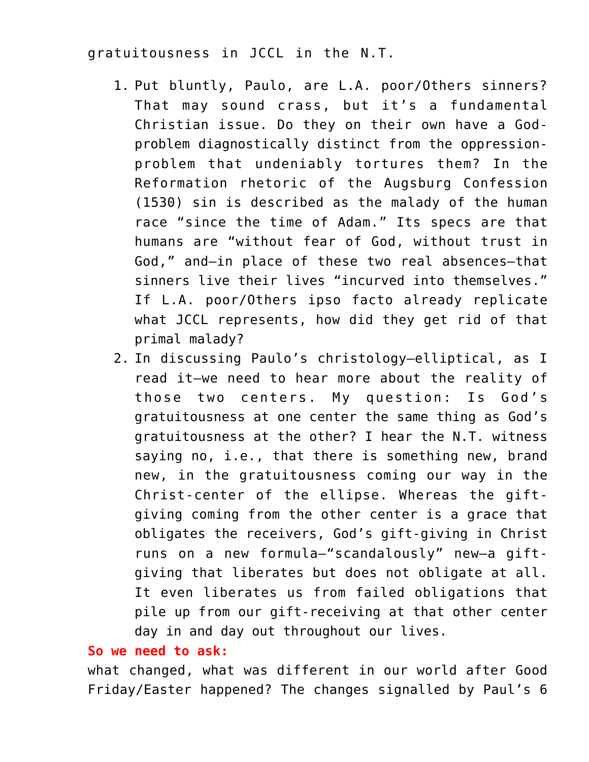gratuitousness in JCCL in the N.T.

1. Put bluntly, Paulo, are L.A. poor/Others sinners? That may sound crass, but it's a fundamental Christian issue. Do they on their own have a God-problem diagnostically distinct from the oppression-problem that undeniably tortures them? In the Reformation rhetoric of the Augsburg Confession (1530) sin is described as the malady of the human race "since the time of Adam." Its specs are that humans are "without fear of God, without trust in God," and—in place of these two real absences—that sinners live their lives "incurved into themselves." If L.A. poor/Others ipso facto already replicate what JCCL represents, how did they get rid of that primal malady?
2. In discussing Paulo's christology—elliptical, as I read it—we need to hear more about the reality of those two centers. My question: Is God's gratuitousness at one center the same thing as God's gratuitousness at the other? I hear the N.T. witness saying no, i.e., that there is something new, brand new, in the gratuitousness coming our way in the Christ-center of the ellipse. Whereas the gift-giving coming from the other center is a grace that obligates the receivers, God's gift-giving in Christ runs on a new formula—"scandalously" new—a gift-giving that liberates but does not obligate at all. It even liberates us from failed obligations that pile up from our gift-receiving at that other center day in and day out throughout our lives.

**So we need to ask:**

what changed, what was different in our world after Good Friday/Easter happened? The changes signalled by Paul's 6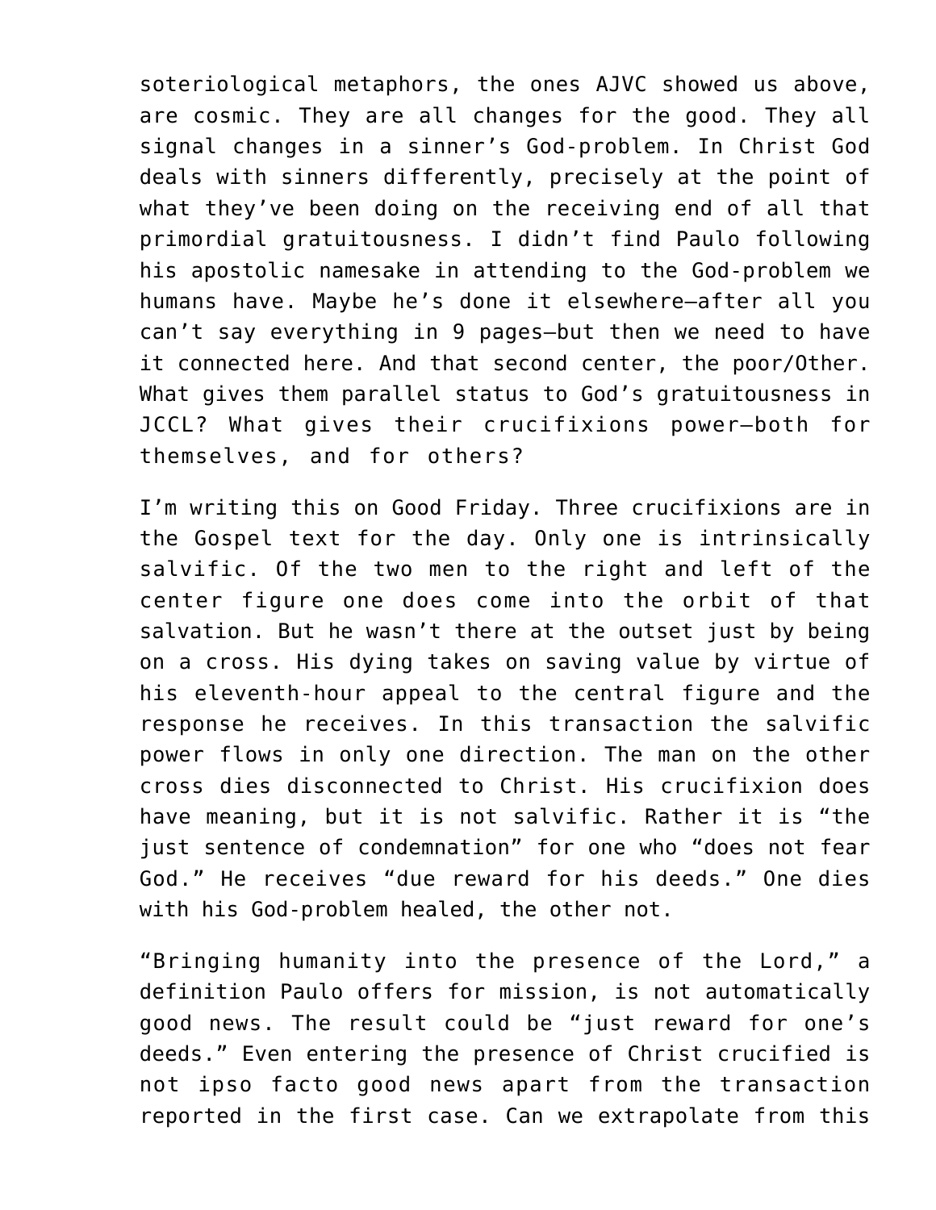soteriological metaphors, the ones AJVC showed us above, are cosmic. They are all changes for the good. They all signal changes in a sinner's God-problem. In Christ God deals with sinners differently, precisely at the point of what they've been doing on the receiving end of all that primordial gratuitousness. I didn't find Paulo following his apostolic namesake in attending to the God-problem we humans have. Maybe he's done it elsewhere—after all you can't say everything in 9 pages—but then we need to have it connected here. And that second center, the poor/Other. What gives them parallel status to God's gratuitousness in JCCL? What gives their crucifixions power—both for themselves, and for others?

I'm writing this on Good Friday. Three crucifixions are in the Gospel text for the day. Only one is intrinsically salvific. Of the two men to the right and left of the center figure one does come into the orbit of that salvation. But he wasn't there at the outset just by being on a cross. His dying takes on saving value by virtue of his eleventh-hour appeal to the central figure and the response he receives. In this transaction the salvific power flows in only one direction. The man on the other cross dies disconnected to Christ. His crucifixion does have meaning, but it is not salvific. Rather it is "the just sentence of condemnation" for one who "does not fear God." He receives "due reward for his deeds." One dies with his God-problem healed, the other not.

"Bringing humanity into the presence of the Lord," a definition Paulo offers for mission, is not automatically good news. The result could be "just reward for one's deeds." Even entering the presence of Christ crucified is not ipso facto good news apart from the transaction reported in the first case. Can we extrapolate from this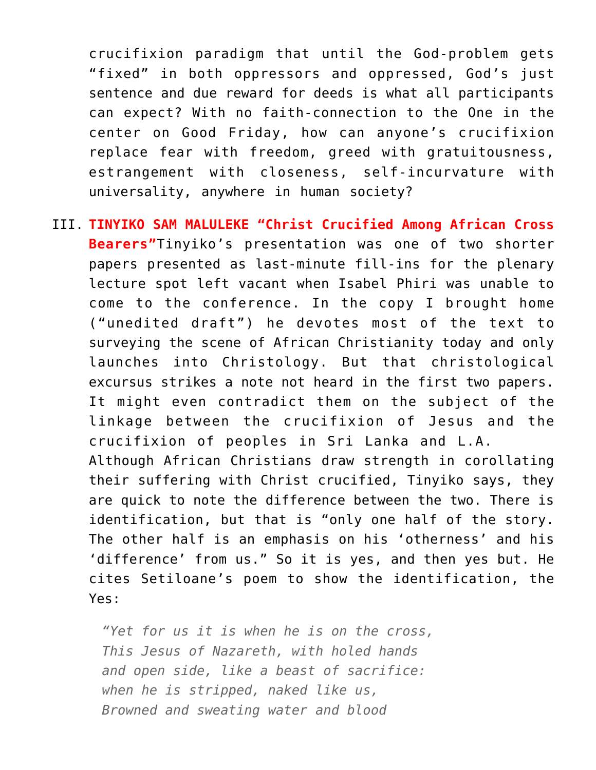crucifixion paradigm that until the God-problem gets "fixed" in both oppressors and oppressed, God's just sentence and due reward for deeds is what all participants can expect? With no faith-connection to the One in the center on Good Friday, how can anyone's crucifixion replace fear with freedom, greed with gratuitousness, estrangement with closeness, self-incurvature with universality, anywhere in human society?

III. **TINYIKO SAM MALULEKE "Christ Crucified Among African Cross Bearers"**Tinyiko's presentation was one of two shorter papers presented as last-minute fill-ins for the plenary lecture spot left vacant when Isabel Phiri was unable to come to the conference. In the copy I brought home ("unedited draft") he devotes most of the text to surveying the scene of African Christianity today and only launches into Christology. But that christological excursus strikes a note not heard in the first two papers. It might even contradict them on the subject of the linkage between the crucifixion of Jesus and the crucifixion of peoples in Sri Lanka and L.A.
Although African Christians draw strength in corollating their suffering with Christ crucified, Tinyiko says, they are quick to note the difference between the two. There is identification, but that is "only one half of the story. The other half is an emphasis on his 'otherness' and his 'difference' from us." So it is yes, and then yes but. He cites Setiloane's poem to show the identification, the Yes:

> *"Yet for us it is when he is on the cross,*
> *This Jesus of Nazareth, with holed hands*
> *and open side, like a beast of sacrifice:*
> *when he is stripped, naked like us,*
> *Browned and sweating water and blood*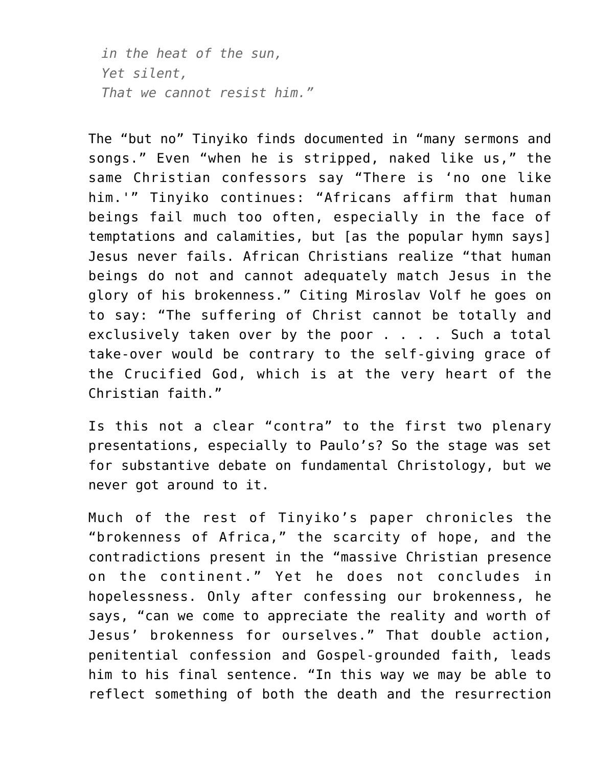*in the heat of the sun,*
*Yet silent,*
*That we cannot resist him."*

The "but no" Tinyiko finds documented in "many sermons and songs." Even "when he is stripped, naked like us," the same Christian confessors say "There is 'no one like him.'" Tinyiko continues: "Africans affirm that human beings fail much too often, especially in the face of temptations and calamities, but [as the popular hymn says] Jesus never fails. African Christians realize "that human beings do not and cannot adequately match Jesus in the glory of his brokenness." Citing Miroslav Volf he goes on to say: "The suffering of Christ cannot be totally and exclusively taken over by the poor . . . . Such a total take-over would be contrary to the self-giving grace of the Crucified God, which is at the very heart of the Christian faith."

Is this not a clear "contra" to the first two plenary presentations, especially to Paulo's? So the stage was set for substantive debate on fundamental Christology, but we never got around to it.

Much of the rest of Tinyiko's paper chronicles the "brokenness of Africa," the scarcity of hope, and the contradictions present in the "massive Christian presence on the continent." Yet he does not concludes in hopelessness. Only after confessing our brokenness, he says, "can we come to appreciate the reality and worth of Jesus' brokenness for ourselves." That double action, penitential confession and Gospel-grounded faith, leads him to his final sentence. "In this way we may be able to reflect something of both the death and the resurrection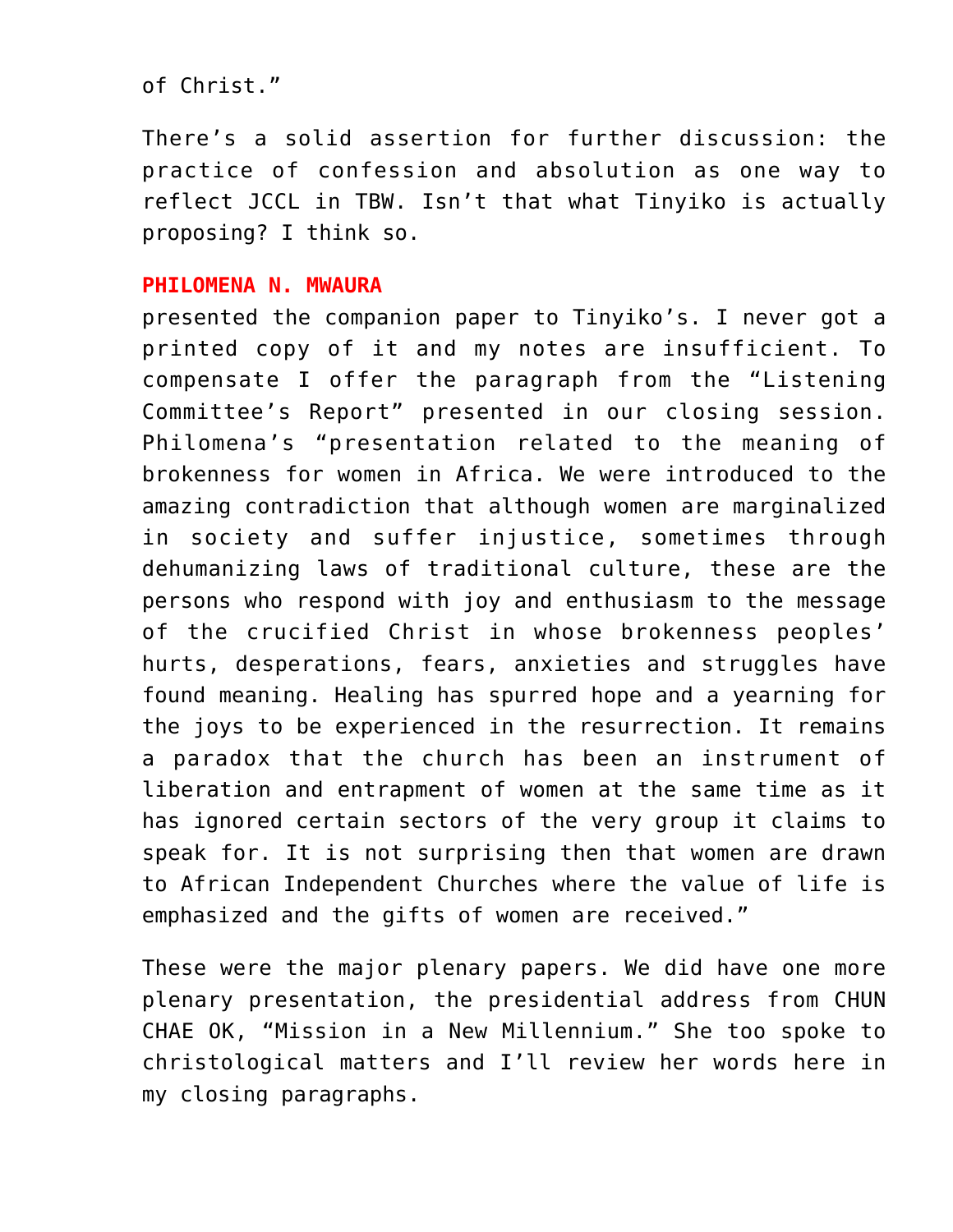of Christ."

There's a solid assertion for further discussion: the practice of confession and absolution as one way to reflect JCCL in TBW. Isn't that what Tinyiko is actually proposing? I think so.

**PHILOMENA N. MWAURA**
presented the companion paper to Tinyiko's. I never got a printed copy of it and my notes are insufficient. To compensate I offer the paragraph from the "Listening Committee's Report" presented in our closing session. Philomena's "presentation related to the meaning of brokenness for women in Africa. We were introduced to the amazing contradiction that although women are marginalized in society and suffer injustice, sometimes through dehumanizing laws of traditional culture, these are the persons who respond with joy and enthusiasm to the message of the crucified Christ in whose brokenness peoples' hurts, desperations, fears, anxieties and struggles have found meaning. Healing has spurred hope and a yearning for the joys to be experienced in the resurrection. It remains a paradox that the church has been an instrument of liberation and entrapment of women at the same time as it has ignored certain sectors of the very group it claims to speak for. It is not surprising then that women are drawn to African Independent Churches where the value of life is emphasized and the gifts of women are received."

These were the major plenary papers. We did have one more plenary presentation, the presidential address from CHUN CHAE OK, "Mission in a New Millennium." She too spoke to christological matters and I'll review her words here in my closing paragraphs.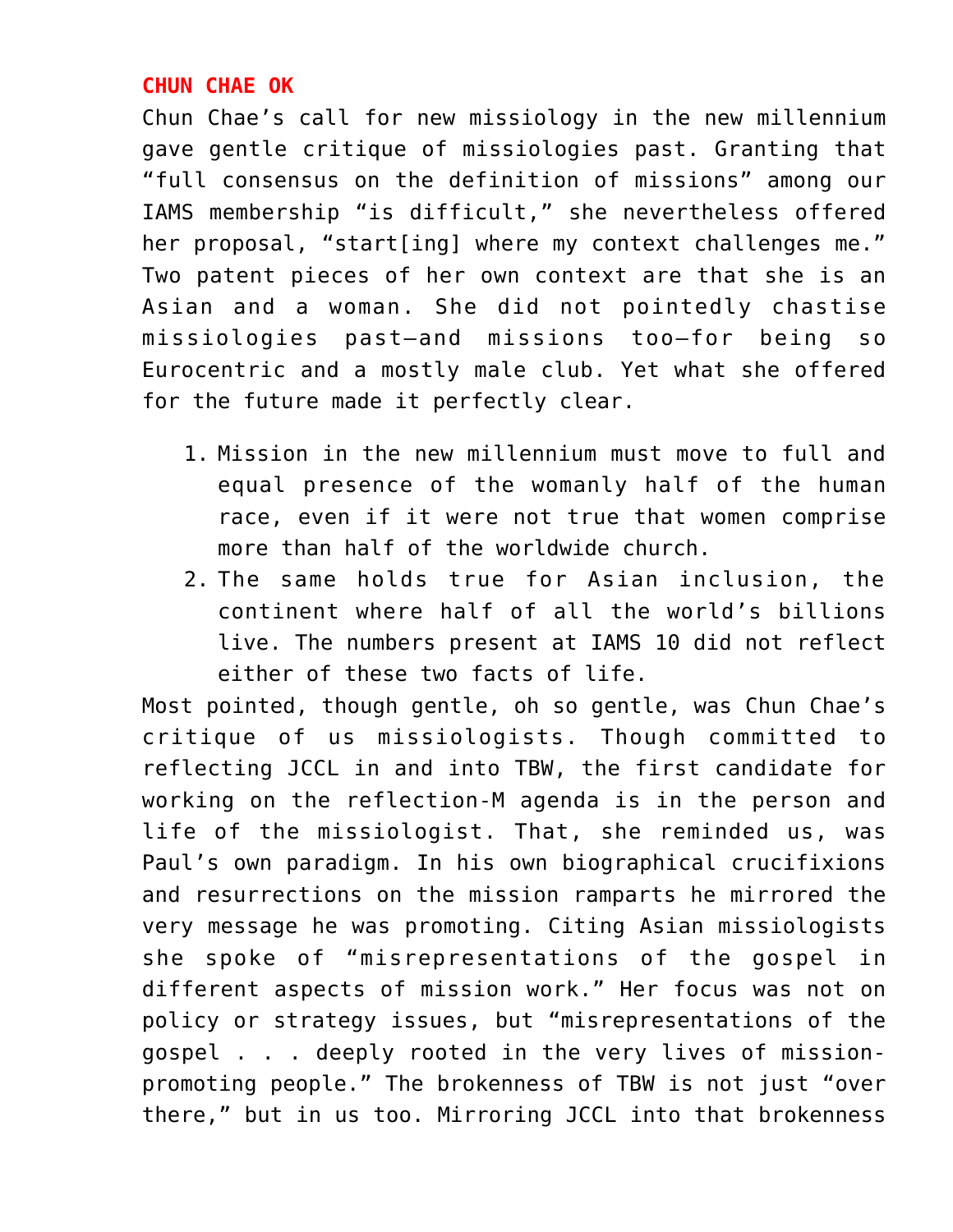**CHUN CHAE OK**

Chun Chae's call for new missiology in the new millennium gave gentle critique of missiologies past. Granting that "full consensus on the definition of missions" among our IAMS membership "is difficult," she nevertheless offered her proposal, "start[ing] where my context challenges me." Two patent pieces of her own context are that she is an Asian and a woman. She did not pointedly chastise missiologies past—and missions too—for being so Eurocentric and a mostly male club. Yet what she offered for the future made it perfectly clear.

1. Mission in the new millennium must move to full and equal presence of the womanly half of the human race, even if it were not true that women comprise more than half of the worldwide church.
2. The same holds true for Asian inclusion, the continent where half of all the world's billions live. The numbers present at IAMS 10 did not reflect either of these two facts of life.

Most pointed, though gentle, oh so gentle, was Chun Chae's critique of us missiologists. Though committed to reflecting JCCL in and into TBW, the first candidate for working on the reflection-M agenda is in the person and life of the missiologist. That, she reminded us, was Paul's own paradigm. In his own biographical crucifixions and resurrections on the mission ramparts he mirrored the very message he was promoting. Citing Asian missiologists she spoke of "misrepresentations of the gospel in different aspects of mission work." Her focus was not on policy or strategy issues, but "misrepresentations of the gospel . . . deeply rooted in the very lives of mission-promoting people." The brokenness of TBW is not just "over there," but in us too. Mirroring JCCL into that brokenness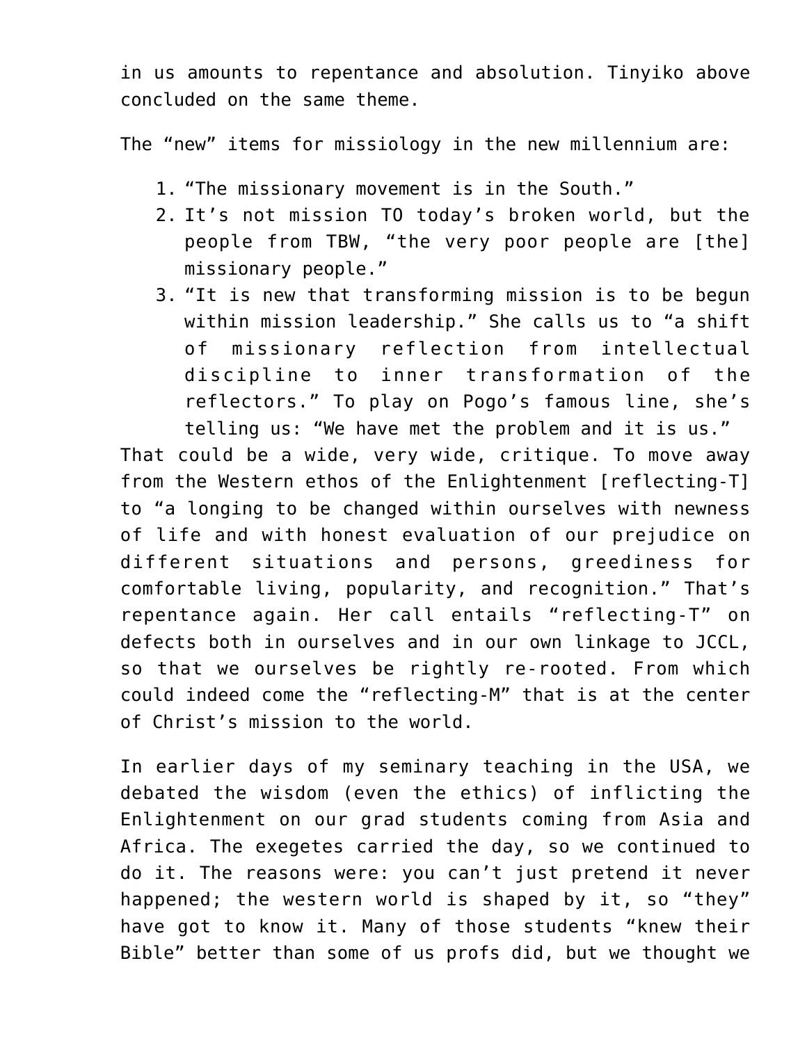in us amounts to repentance and absolution. Tinyiko above concluded on the same theme.

The "new" items for missiology in the new millennium are:

1. "The missionary movement is in the South."
2. It's not mission TO today's broken world, but the people from TBW, "the very poor people are [the] missionary people."
3. "It is new that transforming mission is to be begun within mission leadership." She calls us to "a shift of missionary reflection from intellectual discipline to inner transformation of the reflectors." To play on Pogo's famous line, she's telling us: "We have met the problem and it is us."

That could be a wide, very wide, critique. To move away from the Western ethos of the Enlightenment [reflecting-T] to "a longing to be changed within ourselves with newness of life and with honest evaluation of our prejudice on different situations and persons, greediness for comfortable living, popularity, and recognition." That's repentance again. Her call entails "reflecting-T" on defects both in ourselves and in our own linkage to JCCL, so that we ourselves be rightly re-rooted. From which could indeed come the "reflecting-M" that is at the center of Christ's mission to the world.

In earlier days of my seminary teaching in the USA, we debated the wisdom (even the ethics) of inflicting the Enlightenment on our grad students coming from Asia and Africa. The exegetes carried the day, so we continued to do it. The reasons were: you can't just pretend it never happened; the western world is shaped by it, so "they" have got to know it. Many of those students "knew their Bible" better than some of us profs did, but we thought we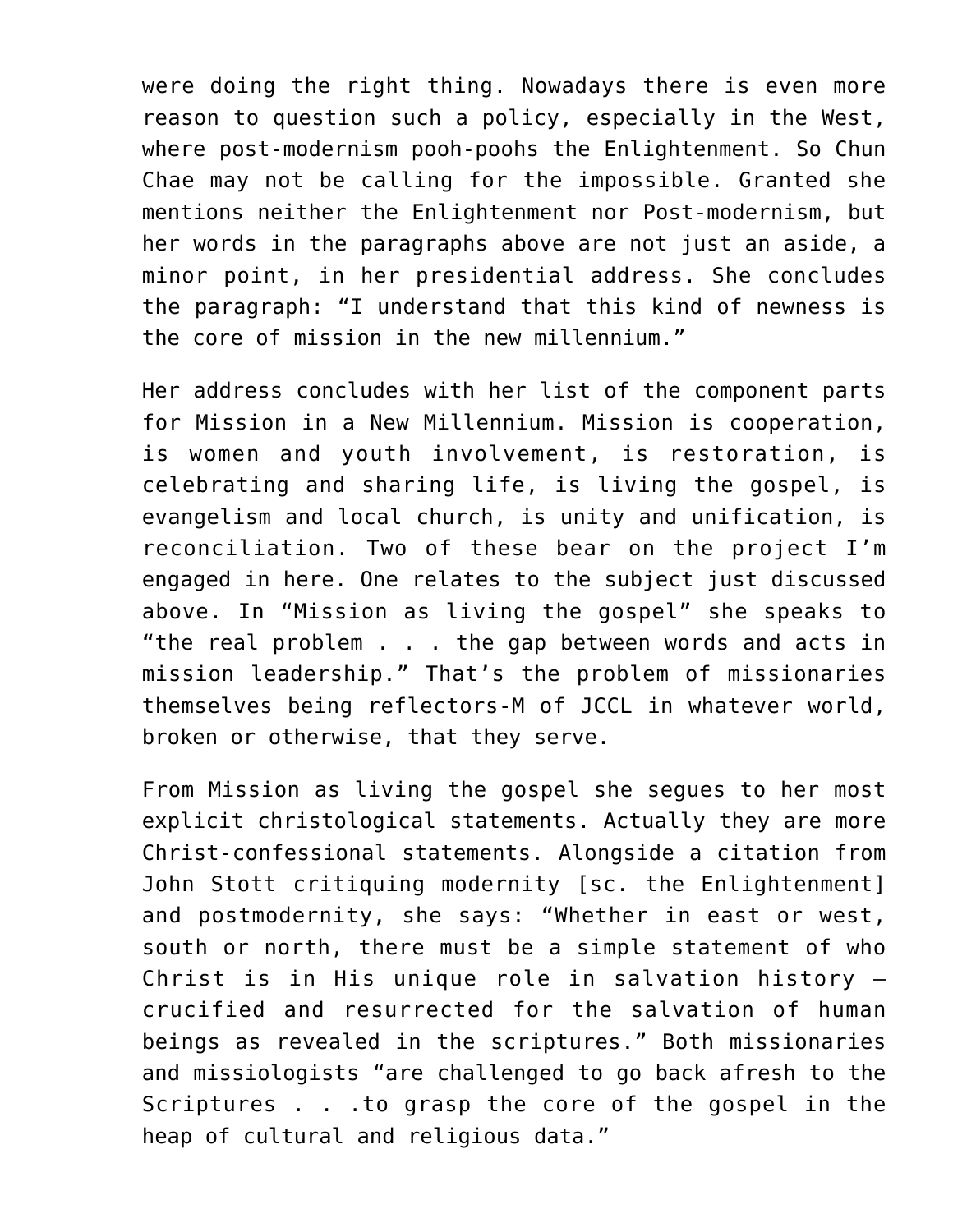were doing the right thing. Nowadays there is even more reason to question such a policy, especially in the West, where post-modernism pooh-poohs the Enlightenment. So Chun Chae may not be calling for the impossible. Granted she mentions neither the Enlightenment nor Post-modernism, but her words in the paragraphs above are not just an aside, a minor point, in her presidential address. She concludes the paragraph: "I understand that this kind of newness is the core of mission in the new millennium."

Her address concludes with her list of the component parts for Mission in a New Millennium. Mission is cooperation, is women and youth involvement, is restoration, is celebrating and sharing life, is living the gospel, is evangelism and local church, is unity and unification, is reconciliation. Two of these bear on the project I'm engaged in here. One relates to the subject just discussed above. In "Mission as living the gospel" she speaks to "the real problem . . . the gap between words and acts in mission leadership." That's the problem of missionaries themselves being reflectors-M of JCCL in whatever world, broken or otherwise, that they serve.

From Mission as living the gospel she segues to her most explicit christological statements. Actually they are more Christ-confessional statements. Alongside a citation from John Stott critiquing modernity [sc. the Enlightenment] and postmodernity, she says: "Whether in east or west, south or north, there must be a simple statement of who Christ is in His unique role in salvation history – crucified and resurrected for the salvation of human beings as revealed in the scriptures." Both missionaries and missiologists "are challenged to go back afresh to the Scriptures . . .to grasp the core of the gospel in the heap of cultural and religious data."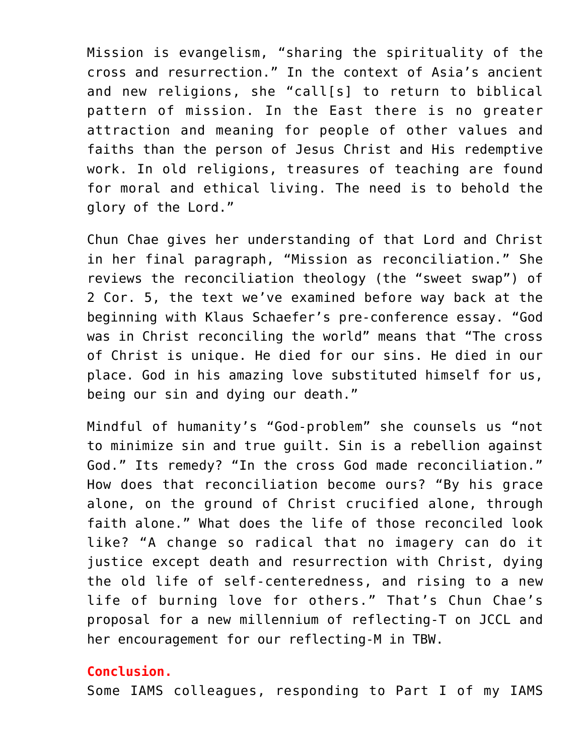Mission is evangelism, “sharing the spirituality of the cross and resurrection.” In the context of Asia’s ancient and new religions, she “call[s] to return to biblical pattern of mission. In the East there is no greater attraction and meaning for people of other values and faiths than the person of Jesus Christ and His redemptive work. In old religions, treasures of teaching are found for moral and ethical living. The need is to behold the glory of the Lord.”

Chun Chae gives her understanding of that Lord and Christ in her final paragraph, “Mission as reconciliation.” She reviews the reconciliation theology (the “sweet swap”) of 2 Cor. 5, the text we’ve examined before way back at the beginning with Klaus Schaefer’s pre-conference essay. “God was in Christ reconciling the world” means that “The cross of Christ is unique. He died for our sins. He died in our place. God in his amazing love substituted himself for us, being our sin and dying our death.”

Mindful of humanity’s “God-problem” she counsels us “not to minimize sin and true guilt. Sin is a rebellion against God.” Its remedy? “In the cross God made reconciliation.” How does that reconciliation become ours? “By his grace alone, on the ground of Christ crucified alone, through faith alone.” What does the life of those reconciled look like? “A change so radical that no imagery can do it justice except death and resurrection with Christ, dying the old life of self-centeredness, and rising to a new life of burning love for others.” That’s Chun Chae’s proposal for a new millennium of reflecting-T on JCCL and her encouragement for our reflecting-M in TBW.

**Conclusion.**

Some IAMS colleagues, responding to Part I of my IAMS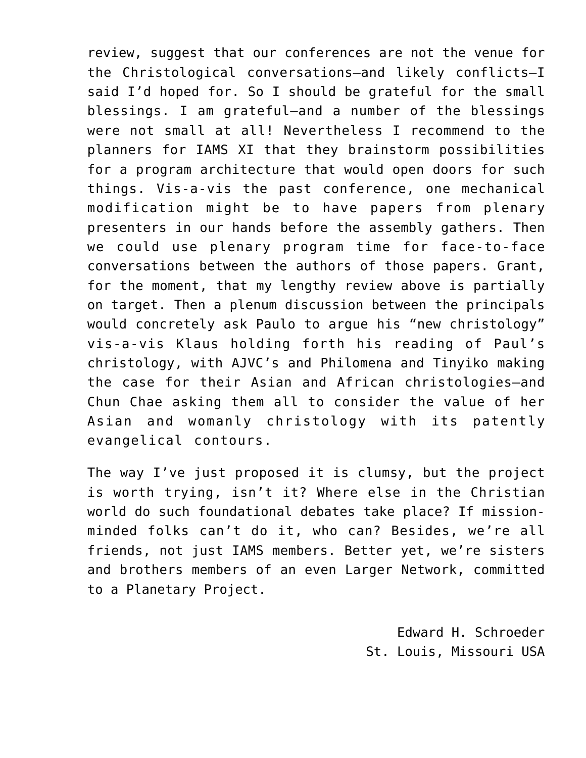review, suggest that our conferences are not the venue for the Christological conversations—and likely conflicts—I said I'd hoped for. So I should be grateful for the small blessings. I am grateful—and a number of the blessings were not small at all! Nevertheless I recommend to the planners for IAMS XI that they brainstorm possibilities for a program architecture that would open doors for such things. Vis-a-vis the past conference, one mechanical modification might be to have papers from plenary presenters in our hands before the assembly gathers. Then we could use plenary program time for face-to-face conversations between the authors of those papers. Grant, for the moment, that my lengthy review above is partially on target. Then a plenum discussion between the principals would concretely ask Paulo to argue his "new christology" vis-a-vis Klaus holding forth his reading of Paul's christology, with AJVC's and Philomena and Tinyiko making the case for their Asian and African christologies—and Chun Chae asking them all to consider the value of her Asian and womanly christology with its patently evangelical contours.

The way I've just proposed it is clumsy, but the project is worth trying, isn't it? Where else in the Christian world do such foundational debates take place? If mission-minded folks can't do it, who can? Besides, we're all friends, not just IAMS members. Better yet, we're sisters and brothers members of an even Larger Network, committed to a Planetary Project.

Edward H. Schroeder
St. Louis, Missouri USA